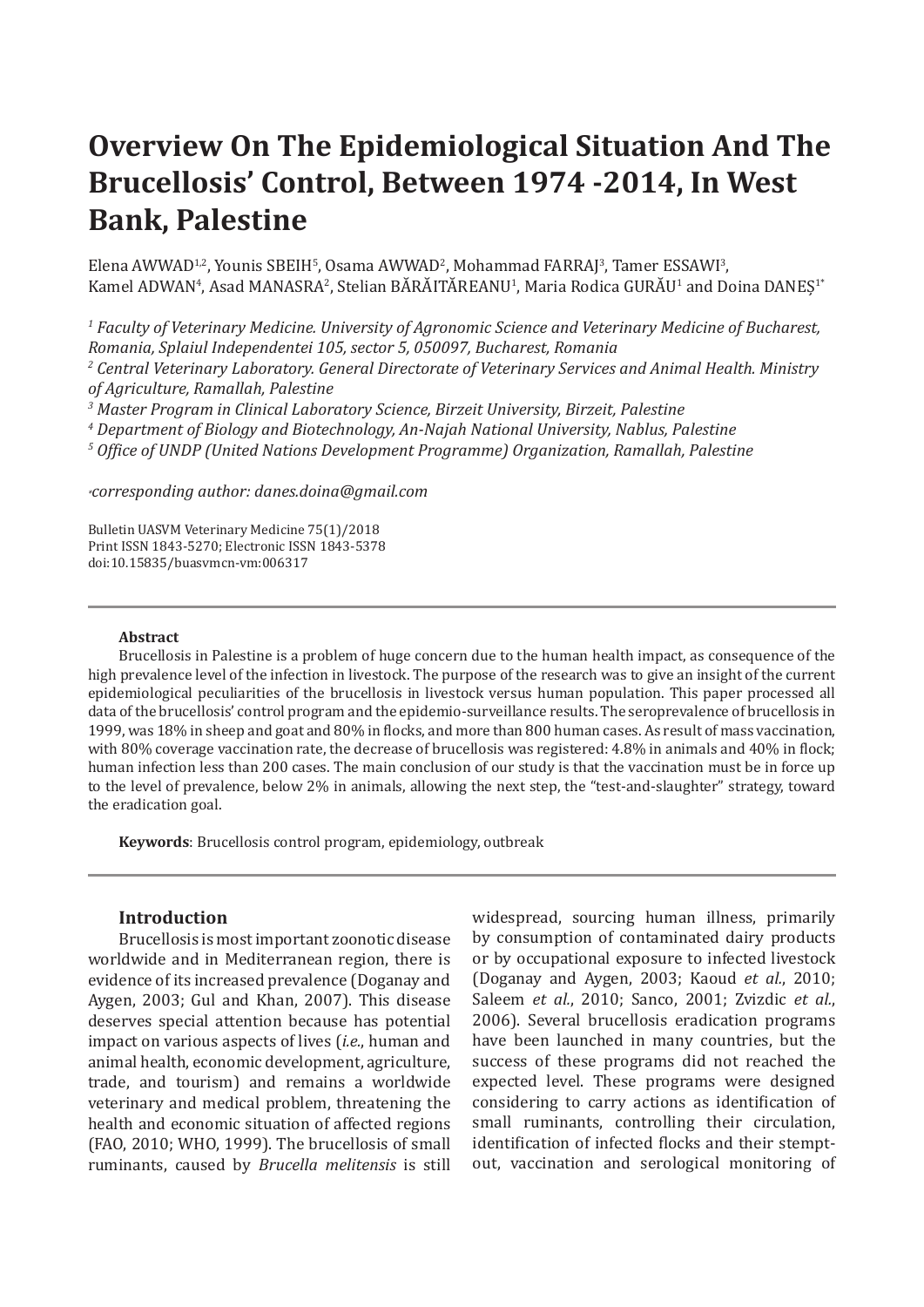# Overview On The Epidemiological Situation And The Brucellosis' Control, Between 1974 -2014, In West Bank, Palestine

Elena AWWAD[1,2], Younis SBEIH[5], Osama AWWAD[2], Mohammad FARRAJ[3], Tamer ESSAWI[3], Kamel ADWAN[4], Asad MANASRA[2], Stelian BĂRĂITĂREANU[1], Maria Rodica GURĂU[1] and Doina DANEȘ[1*]

*[1] Faculty of Veterinary Medicine. University of Agronomic Science and Veterinary Medicine of Bucharest, Romania, Splaiul Independentei 105, sector 5, 050097, Bucharest, Romania*
*[2] Central Veterinary Laboratory. General Directorate of Veterinary Services and Animal Health. Ministry of Agriculture, Ramallah, Palestine*
*[3] Master Program in Clinical Laboratory Science, Birzeit University, Birzeit, Palestine*
*[4] Department of Biology and Biotechnology, An-Najah National University, Nablus, Palestine*
*[5] Office of UNDP (United Nations Development Programme) Organization, Ramallah, Palestine*

*[*] corresponding author: danes.doina@gmail.com*

Bulletin UASVM Veterinary Medicine 75(1)/2018
Print ISSN 1843-5270; Electronic ISSN 1843-5378
doi:10.15835/buasvmcn-vm:006317

**Abstract**

Brucellosis in Palestine is a problem of huge concern due to the human health impact, as consequence of the high prevalence level of the infection in livestock. The purpose of the research was to give an insight of the current epidemiological peculiarities of the brucellosis in livestock versus human population. This paper processed all data of the brucellosis' control program and the epidemio-surveillance results. The seroprevalence of brucellosis in 1999, was 18% in sheep and goat and 80% in flocks, and more than 800 human cases. As result of mass vaccination, with 80% coverage vaccination rate, the decrease of brucellosis was registered: 4.8% in animals and 40% in flock; human infection less than 200 cases. The main conclusion of our study is that the vaccination must be in force up to the level of prevalence, below 2% in animals, allowing the next step, the "test-and-slaughter" strategy, toward the eradication goal.

**Keywords**: Brucellosis control program, epidemiology, outbreak

## Introduction

Brucellosis is most important zoonotic disease worldwide and in Mediterranean region, there is evidence of its increased prevalence (Doganay and Aygen, 2003; Gul and Khan, 2007). This disease deserves special attention because has potential impact on various aspects of lives (*i.e.*, human and animal health, economic development, agriculture, trade, and tourism) and remains a worldwide veterinary and medical problem, threatening the health and economic situation of affected regions (FAO, 2010; WHO, 1999). The brucellosis of small ruminants, caused by *Brucella melitensis* is still widespread, sourcing human illness, primarily by consumption of contaminated dairy products or by occupational exposure to infected livestock (Doganay and Aygen, 2003; Kaoud *et al.*, 2010; Saleem *et al.*, 2010; Sanco, 2001; Zvizdic *et al.*, 2006). Several brucellosis eradication programs have been launched in many countries, but the success of these programs did not reached the expected level. These programs were designed considering to carry actions as identification of small ruminants, controlling their circulation, identification of infected flocks and their stempt-out, vaccination and serological monitoring of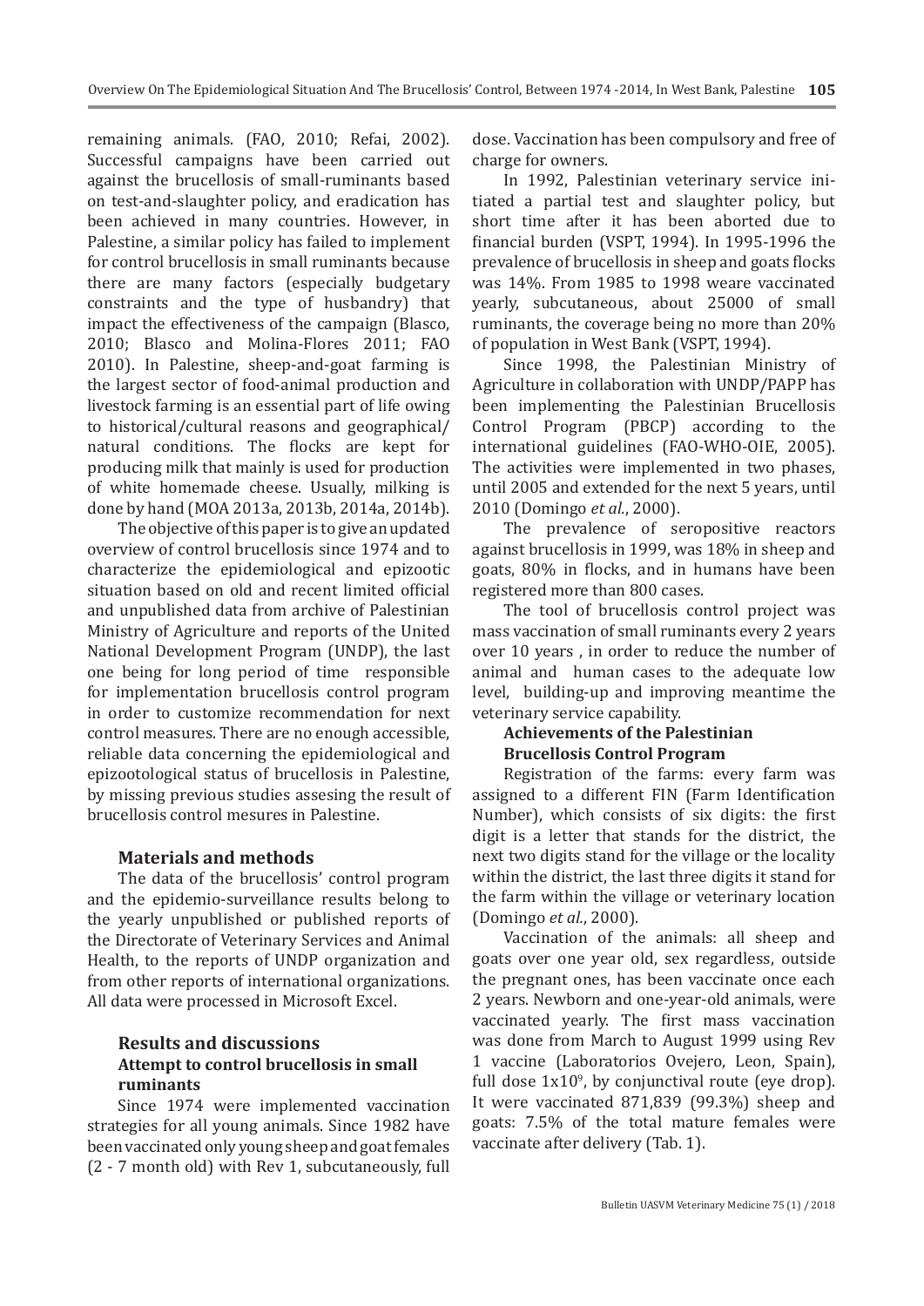remaining animals. (FAO, 2010; Refai, 2002). Successful campaigns have been carried out against the brucellosis of small-ruminants based on test-and-slaughter policy, and eradication has been achieved in many countries. However, in Palestine, a similar policy has failed to implement for control brucellosis in small ruminants because there are many factors (especially budgetary constraints and the type of husbandry) that impact the effectiveness of the campaign (Blasco, 2010; Blasco and Molina-Flores 2011; FAO 2010). In Palestine, sheep-and-goat farming is the largest sector of food-animal production and livestock farming is an essential part of life owing to historical/cultural reasons and geographical/natural conditions. The flocks are kept for producing milk that mainly is used for production of white homemade cheese. Usually, milking is done by hand (MOA 2013a, 2013b, 2014a, 2014b).

The objective of this paper is to give an updated overview of control brucellosis since 1974 and to characterize the epidemiological and epizootic situation based on old and recent limited official and unpublished data from archive of Palestinian Ministry of Agriculture and reports of the United National Development Program (UNDP), the last one being for long period of time responsible for implementation brucellosis control program in order to customize recommendation for next control measures. There are no enough accessible, reliable data concerning the epidemiological and epizootological status of brucellosis in Palestine, by missing previous studies assesing the result of brucellosis control mesures in Palestine.

## Materials and methods

The data of the brucellosis' control program and the epidemio-surveillance results belong to the yearly unpublished or published reports of the Directorate of Veterinary Services and Animal Health, to the reports of UNDP organization and from other reports of international organizations. All data were processed in Microsoft Excel.

## Results and discussions

### Attempt to control brucellosis in small ruminants

Since 1974 were implemented vaccination strategies for all young animals. Since 1982 have been vaccinated only young sheep and goat females (2 - 7 month old) with Rev 1, subcutaneously, full dose. Vaccination has been compulsory and free of charge for owners.

In 1992, Palestinian veterinary service initiated a partial test and slaughter policy, but short time after it has been aborted due to financial burden (VSPT, 1994). In 1995-1996 the prevalence of brucellosis in sheep and goats flocks was 14%. From 1985 to 1998 weare vaccinated yearly, subcutaneous, about 25000 of small ruminants, the coverage being no more than 20% of population in West Bank (VSPT, 1994).

Since 1998, the Palestinian Ministry of Agriculture in collaboration with UNDP/PAPP has been implementing the Palestinian Brucellosis Control Program (PBCP) according to the international guidelines (FAO-WHO-OIE, 2005). The activities were implemented in two phases, until 2005 and extended for the next 5 years, until 2010 (Domingo *et al.*, 2000).

The prevalence of seropositive reactors against brucellosis in 1999, was 18% in sheep and goats, 80% in flocks, and in humans have been registered more than 800 cases.

The tool of brucellosis control project was mass vaccination of small ruminants every 2 years over 10 years , in order to reduce the number of animal and human cases to the adequate low level, building-up and improving meantime the veterinary service capability.

### Achievements of the Palestinian Brucellosis Control Program

Registration of the farms: every farm was assigned to a different FIN (Farm Identification Number), which consists of six digits: the first digit is a letter that stands for the district, the next two digits stand for the village or the locality within the district, the last three digits it stand for the farm within the village or veterinary location (Domingo *et al.*, 2000).

Vaccination of the animals: all sheep and goats over one year old, sex regardless, outside the pregnant ones, has been vaccinate once each 2 years. Newborn and one-year-old animals, were vaccinated yearly. The first mass vaccination was done from March to August 1999 using Rev 1 vaccine (Laboratorios Ovejero, Leon, Spain), full dose $1x10^9$, by conjunctival route (eye drop). It were vaccinated 871,839 (99.3%) sheep and goats: 7.5% of the total mature females were vaccinate after delivery (Tab. 1).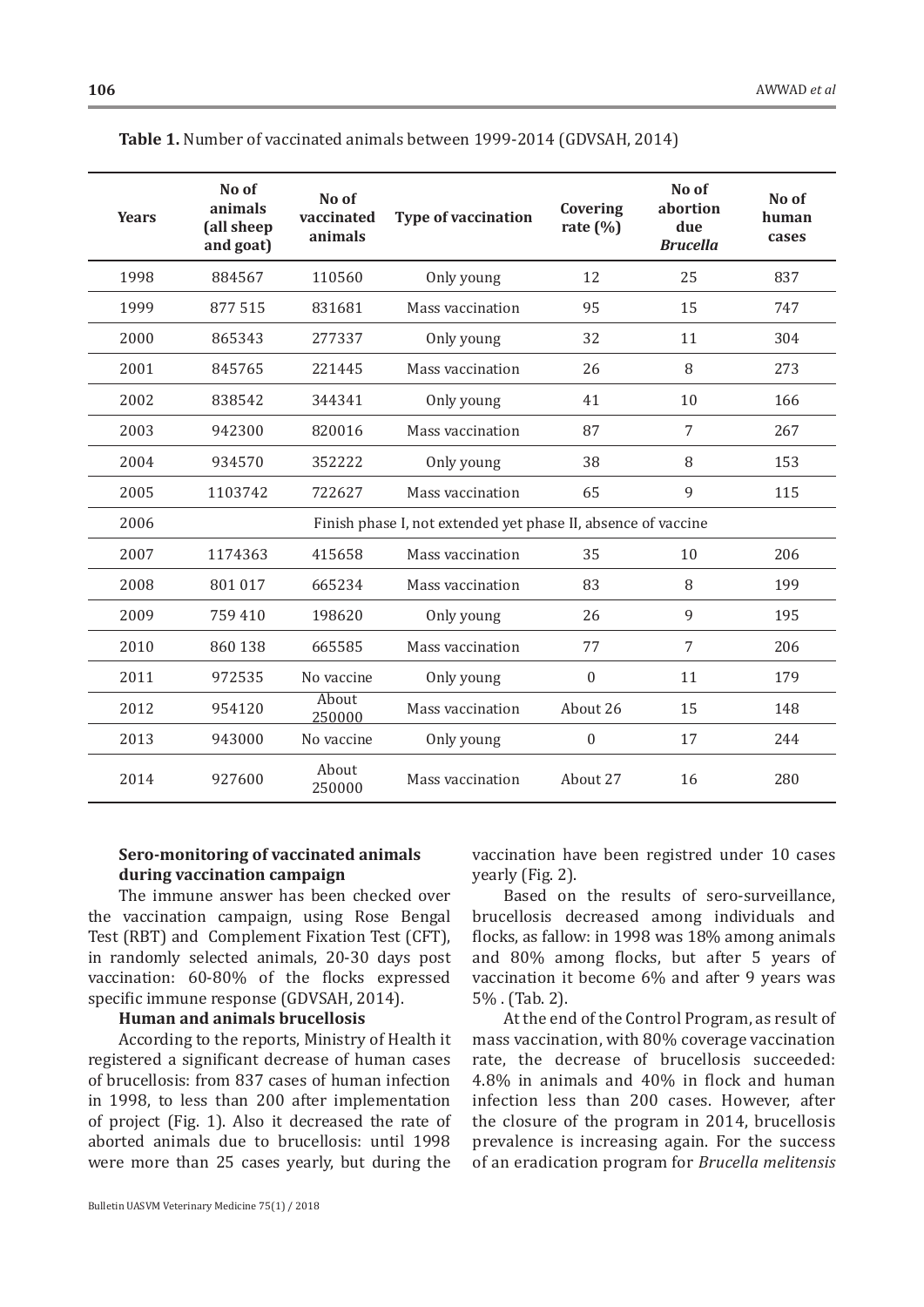**Table 1.** Number of vaccinated animals between 1999-2014 (GDVSAH, 2014)

| Years | No of animals (all sheep and goat) | No of vaccinated animals | Type of vaccination | Covering rate (%) | No of abortion due *Brucella* | No of human cases |
|---|---|---|---|---|---|---|
| 1998 | 884567 | 110560 | Only young | 12 | 25 | 837 |
| 1999 | 877 515 | 831681 | Mass vaccination | 95 | 15 | 747 |
| 2000 | 865343 | 277337 | Only young | 32 | 11 | 304 |
| 2001 | 845765 | 221445 | Mass vaccination | 26 | 8 | 273 |
| 2002 | 838542 | 344341 | Only young | 41 | 10 | 166 |
| 2003 | 942300 | 820016 | Mass vaccination | 87 | 7 | 267 |
| 2004 | 934570 | 352222 | Only young | 38 | 8 | 153 |
| 2005 | 1103742 | 722627 | Mass vaccination | 65 | 9 | 115 |
| 2006 | Finish phase I, not extended yet phase II, absence of vaccine | | | | | |
| 2007 | 1174363 | 415658 | Mass vaccination | 35 | 10 | 206 |
| 2008 | 801 017 | 665234 | Mass vaccination | 83 | 8 | 199 |
| 2009 | 759 410 | 198620 | Only young | 26 | 9 | 195 |
| 2010 | 860 138 | 665585 | Mass vaccination | 77 | 7 | 206 |
| 2011 | 972535 | No vaccine | Only young | 0 | 11 | 179 |
| 2012 | 954120 | About 250000 | Mass vaccination | About 26 | 15 | 148 |
| 2013 | 943000 | No vaccine | Only young | 0 | 17 | 244 |
| 2014 | 927600 | About 250000 | Mass vaccination | About 27 | 16 | 280 |

**Sero-monitoring of vaccinated animals during vaccination campaign**

The immune answer has been checked over the vaccination campaign, using Rose Bengal Test (RBT) and Complement Fixation Test (CFT), in randomly selected animals, 20-30 days post vaccination: 60-80% of the flocks expressed specific immune response (GDVSAH, 2014).

**Human and animals brucellosis**

According to the reports, Ministry of Health it registered a significant decrease of human cases of brucellosis: from 837 cases of human infection in 1998, to less than 200 after implementation of project (Fig. 1). Also it decreased the rate of aborted animals due to brucellosis: until 1998 were more than 25 cases yearly, but during the vaccination have been registred under 10 cases yearly (Fig. 2).

Based on the results of sero-surveillance, brucellosis decreased among individuals and flocks, as fallow: in 1998 was 18% among animals and 80% among flocks, but after 5 years of vaccination it become 6% and after 9 years was 5% . (Tab. 2).

At the end of the Control Program, as result of mass vaccination, with 80% coverage vaccination rate, the decrease of brucellosis succeeded: 4.8% in animals and 40% in flock and human infection less than 200 cases. However, after the closure of the program in 2014, brucellosis prevalence is increasing again. For the success of an eradication program for *Brucella melitensis*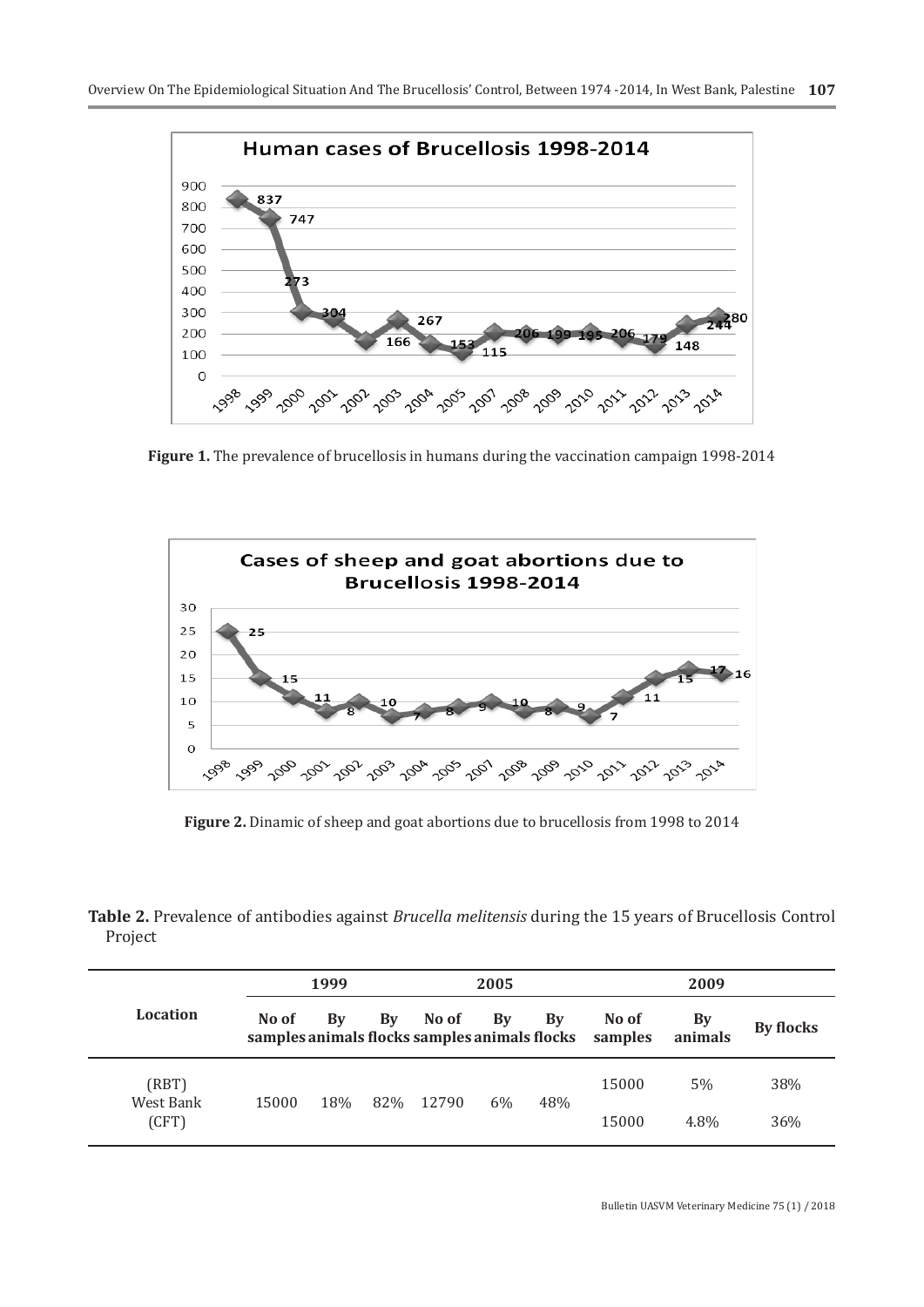**Figure 1.** The prevalence of brucellosis in humans during the vaccination campaign 1998-2014

**Figure 2.** Dinamic of sheep and goat abortions due to brucellosis from 1998 to 2014

**Table 2.** Prevalence of antibodies against *Brucella melitensis* during the 15 years of Brucellosis Control Project

| Location | 1999 | | | 2005 | | | 2009 | | |
|---|---|---|---|---|---|---|---|---|---|
| | No of samples | By animals | By flocks | No of samples | By animals | By flocks | No of samples | By animals | By flocks |
| (RBT) West Bank | 15000 | 18% | 82% | 12790 | 6% | 48% | 15000 | 5% | 38% |
| (CFT) | | | | | | | 15000 | 4.8% | 36% |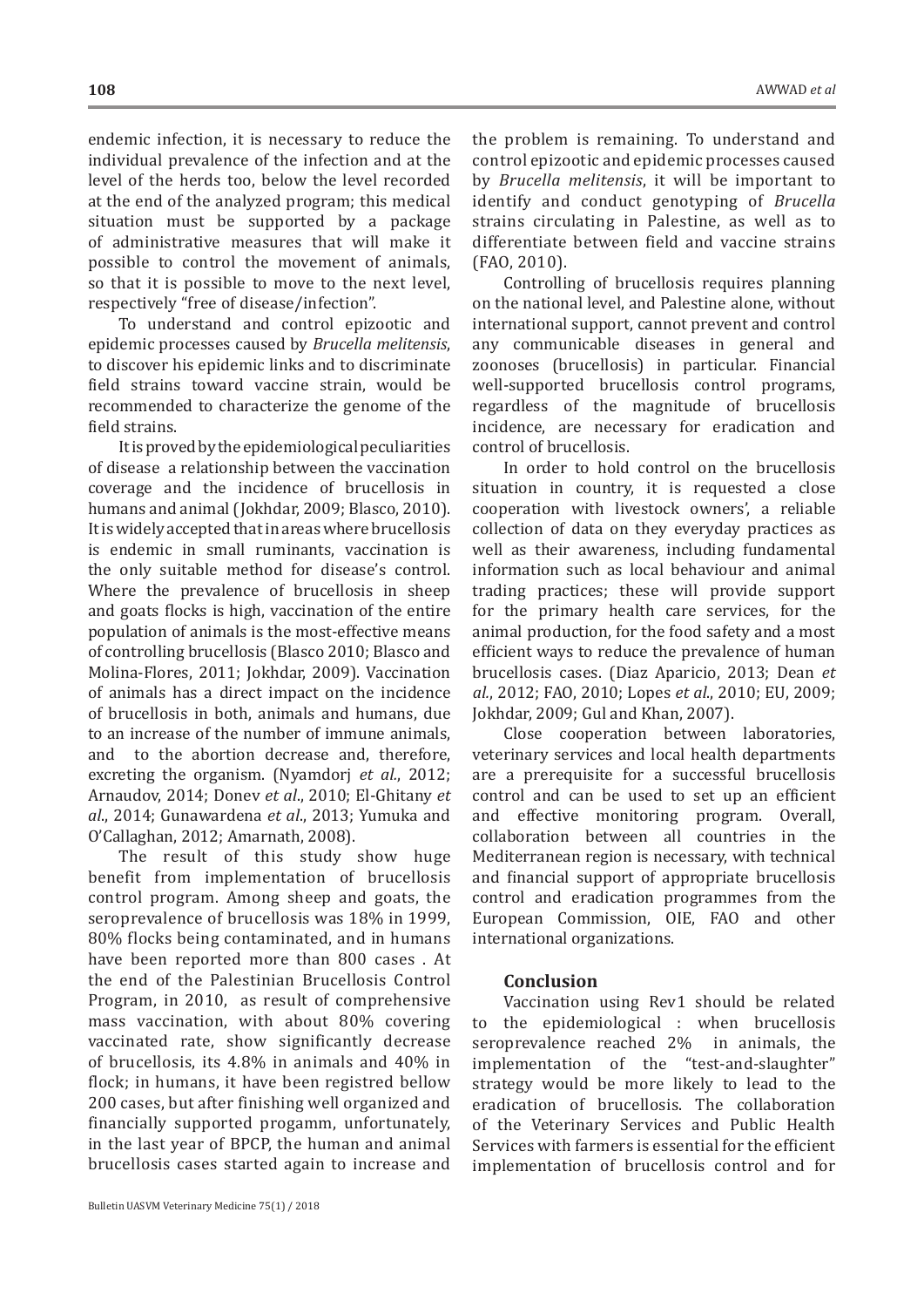endemic infection, it is necessary to reduce the individual prevalence of the infection and at the level of the herds too, below the level recorded at the end of the analyzed program; this medical situation must be supported by a package of administrative measures that will make it possible to control the movement of animals, so that it is possible to move to the next level, respectively "free of disease/infection".

To understand and control epizootic and epidemic processes caused by *Brucella melitensis*, to discover his epidemic links and to discriminate field strains toward vaccine strain, would be recommended to characterize the genome of the field strains.

It is proved by the epidemiological peculiarities of disease a relationship between the vaccination coverage and the incidence of brucellosis in humans and animal (Jokhdar, 2009; Blasco, 2010). It is widely accepted that in areas where brucellosis is endemic in small ruminants, vaccination is the only suitable method for disease's control. Where the prevalence of brucellosis in sheep and goats flocks is high, vaccination of the entire population of animals is the most-effective means of controlling brucellosis (Blasco 2010; Blasco and Molina-Flores, 2011; Jokhdar, 2009). Vaccination of animals has a direct impact on the incidence of brucellosis in both, animals and humans, due to an increase of the number of immune animals, and to the abortion decrease and, therefore, excreting the organism. (Nyamdorj *et al.*, 2012; Arnaudov, 2014; Donev *et al.*, 2010; El-Ghitany *et al.*, 2014; Gunawardena *et al.*, 2013; Yumuka and O'Callaghan, 2012; Amarnath, 2008).

The result of this study show huge benefit from implementation of brucellosis control program. Among sheep and goats, the seroprevalence of brucellosis was 18% in 1999, 80% flocks being contaminated, and in humans have been reported more than 800 cases . At the end of the Palestinian Brucellosis Control Program, in 2010, as result of comprehensive mass vaccination, with about 80% covering vaccinated rate, show significantly decrease of brucellosis, its 4.8% in animals and 40% in flock; in humans, it have been registred bellow 200 cases, but after finishing well organized and financially supported progamm, unfortunately, in the last year of BPCP, the human and animal brucellosis cases started again to increase and the problem is remaining. To understand and control epizootic and epidemic processes caused by *Brucella melitensis*, it will be important to identify and conduct genotyping of *Brucella* strains circulating in Palestine, as well as to differentiate between field and vaccine strains (FAO, 2010).

Controlling of brucellosis requires planning on the national level, and Palestine alone, without international support, cannot prevent and control any communicable diseases in general and zoonoses (brucellosis) in particular. Financial well-supported brucellosis control programs, regardless of the magnitude of brucellosis incidence, are necessary for eradication and control of brucellosis.

In order to hold control on the brucellosis situation in country, it is requested a close cooperation with livestock owners', a reliable collection of data on they everyday practices as well as their awareness, including fundamental information such as local behaviour and animal trading practices; these will provide support for the primary health care services, for the animal production, for the food safety and a most efficient ways to reduce the prevalence of human brucellosis cases. (Diaz Aparicio, 2013; Dean *et al.*, 2012; FAO, 2010; Lopes *et al.*, 2010; EU, 2009; Jokhdar, 2009; Gul and Khan, 2007).

Close cooperation between laboratories, veterinary services and local health departments are a prerequisite for a successful brucellosis control and can be used to set up an efficient and effective monitoring program. Overall, collaboration between all countries in the Mediterranean region is necessary, with technical and financial support of appropriate brucellosis control and eradication programmes from the European Commission, OIE, FAO and other international organizations.

## Conclusion

Vaccination using Rev1 should be related to the epidemiological : when brucellosis seroprevalence reached 2% in animals, the implementation of the "test-and-slaughter" strategy would be more likely to lead to the eradication of brucellosis. The collaboration of the Veterinary Services and Public Health Services with farmers is essential for the efficient implementation of brucellosis control and for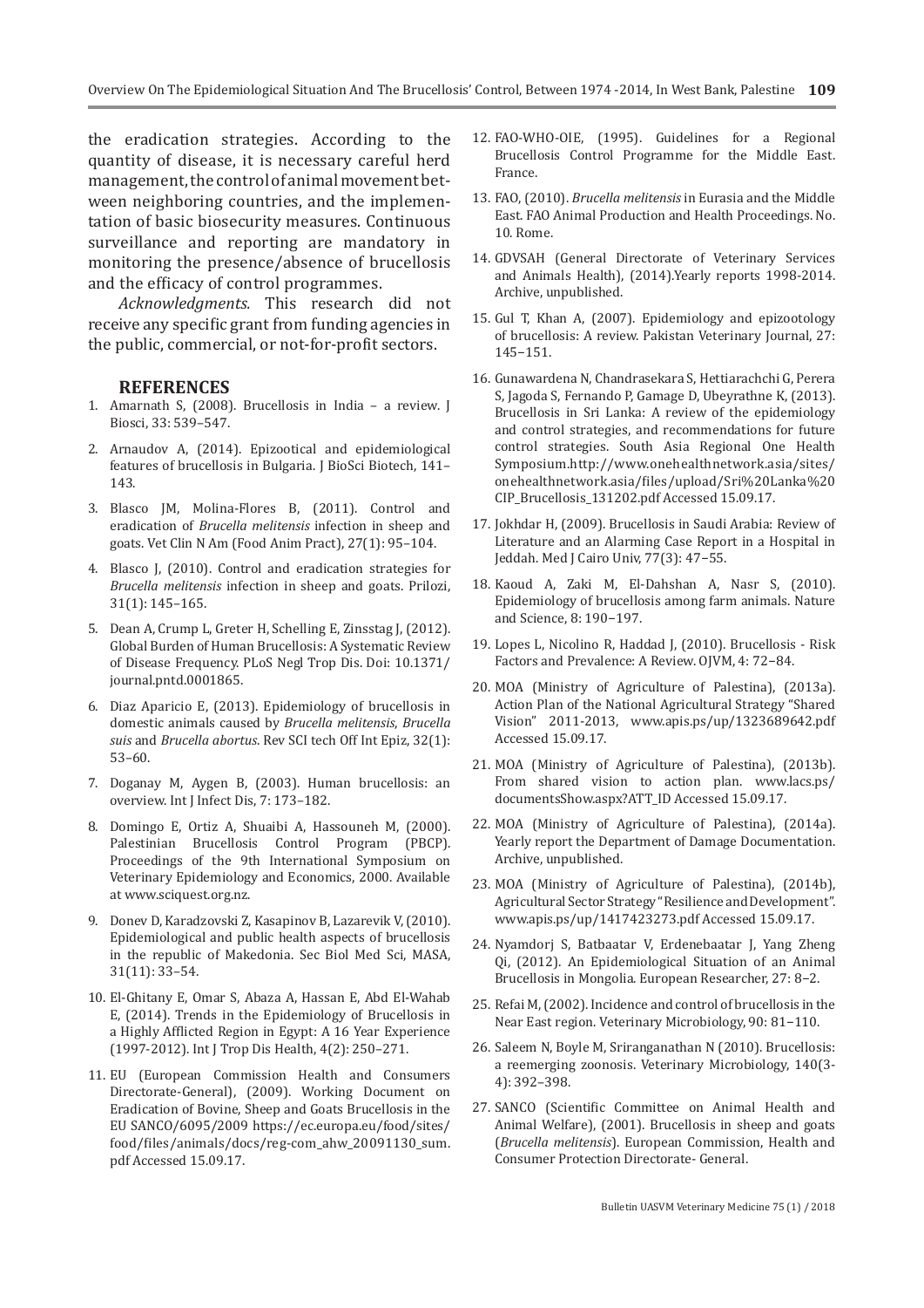the eradication strategies. According to the quantity of disease, it is necessary careful herd management, the control of animal movement between neighboring countries, and the implementation of basic biosecurity measures. Continuous surveillance and reporting are mandatory in monitoring the presence/absence of brucellosis and the efficacy of control programmes.

*Acknowledgments.* This research did not receive any specific grant from funding agencies in the public, commercial, or not-for-profit sectors.

## REFERENCES

1. Amarnath S, (2008). Brucellosis in India – a review. J Biosci, 33: 539–547.
2. Arnaudov A, (2014). Epizootical and epidemiological features of brucellosis in Bulgaria. J BioSci Biotech, 141–143.
3. Blasco JM, Molina-Flores B, (2011). Control and eradication of *Brucella melitensis* infection in sheep and goats. Vet Clin N Am (Food Anim Pract), 27(1): 95–104.
4. Blasco J, (2010). Control and eradication strategies for *Brucella melitensis* infection in sheep and goats. Prilozi, 31(1): 145–165.
5. Dean A, Crump L, Greter H, Schelling E, Zinsstag J, (2012). Global Burden of Human Brucellosis: A Systematic Review of Disease Frequency. PLoS Negl Trop Dis. Doi: 10.1371/journal.pntd.0001865.
6. Diaz Aparicio E, (2013). Epidemiology of brucellosis in domestic animals caused by *Brucella melitensis*, *Brucella suis* and *Brucella abortus*. Rev SCI tech Off Int Epiz, 32(1): 53–60.
7. Doganay M, Aygen B, (2003). Human brucellosis: an overview. Int J Infect Dis, 7: 173–182.
8. Domingo E, Ortiz A, Shuaibi A, Hassouneh M, (2000). Palestinian Brucellosis Control Program (PBCP). Proceedings of the 9th International Symposium on Veterinary Epidemiology and Economics, 2000. Available at www.sciquest.org.nz.
9. Donev D, Karadzovski Z, Kasapinov B, Lazarevik V, (2010). Epidemiological and public health aspects of brucellosis in the republic of Makedonia. Sec Biol Med Sci, MASA, 31(11): 33–54.
10. El-Ghitany E, Omar S, Abaza A, Hassan E, Abd El-Wahab E, (2014). Trends in the Epidemiology of Brucellosis in a Highly Afflicted Region in Egypt: A 16 Year Experience (1997-2012). Int J Trop Dis Health, 4(2): 250–271.
11. EU (European Commission Health and Consumers Directorate-General), (2009). Working Document on Eradication of Bovine, Sheep and Goats Brucellosis in the EU SANCO/6095/2009 https://ec.europa.eu/food/sites/food/files/animals/docs/reg-com_ahw_20091130_sum.pdf Accessed 15.09.17.
12. FAO-WHO-OIE, (1995). Guidelines for a Regional Brucellosis Control Programme for the Middle East. France.
13. FAO, (2010). *Brucella melitensis* in Eurasia and the Middle East. FAO Animal Production and Health Proceedings. No. 10. Rome.
14. GDVSAH (General Directorate of Veterinary Services and Animals Health), (2014).Yearly reports 1998-2014. Archive, unpublished.
15. Gul T, Khan A, (2007). Epidemiology and epizootology of brucellosis: A review. Pakistan Veterinary Journal, 27: 145–151.
16. Gunawardena N, Chandrasekara S, Hettiarachchi G, Perera S, Jagoda S, Fernando P, Gamage D, Ubeyrathne K, (2013). Brucellosis in Sri Lanka: A review of the epidemiology and control strategies, and recommendations for future control strategies. South Asia Regional One Health Symposium.http://www.onehealthnetwork.asia/sites/onehealthnetwork.asia/files/upload/Sri%20Lanka%20CIP_Brucellosis_131202.pdf Accessed 15.09.17.
17. Jokhdar H, (2009). Brucellosis in Saudi Arabia: Review of Literature and an Alarming Case Report in a Hospital in Jeddah. Med J Cairo Univ, 77(3): 47–55.
18. Kaoud A, Zaki M, El-Dahshan A, Nasr S, (2010). Epidemiology of brucellosis among farm animals. Nature and Science, 8: 190–197.
19. Lopes L, Nicolino R, Haddad J, (2010). Brucellosis - Risk Factors and Prevalence: A Review. OJVM, 4: 72–84.
20. MOA (Ministry of Agriculture of Palestina), (2013a). Action Plan of the National Agricultural Strategy "Shared Vision" 2011-2013, www.apis.ps/up/1323689642.pdf Accessed 15.09.17.
21. MOA (Ministry of Agriculture of Palestina), (2013b). From shared vision to action plan. www.lacs.ps/documentsShow.aspx?ATT_ID Accessed 15.09.17.
22. MOA (Ministry of Agriculture of Palestina), (2014a). Yearly report the Department of Damage Documentation. Archive, unpublished.
23. MOA (Ministry of Agriculture of Palestina), (2014b), Agricultural Sector Strategy "Resilience and Development". www.apis.ps/up/1417423273.pdf Accessed 15.09.17.
24. Nyamdorj S, Batbaatar V, Erdenebaatar J, Yang Zheng Qi, (2012). An Epidemiological Situation of an Animal Brucellosis in Mongolia. European Researcher, 27: 8–2.
25. Refai M, (2002). Incidence and control of brucellosis in the Near East region. Veterinary Microbiology, 90: 81–110.
26. Saleem N, Boyle M, Sriranganathan N (2010). Brucellosis: a reemerging zoonosis. Veterinary Microbiology, 140(3-4): 392–398.
27. SANCO (Scientific Committee on Animal Health and Animal Welfare), (2001). Brucellosis in sheep and goats (*Brucella melitensis*). European Commission, Health and Consumer Protection Directorate- General.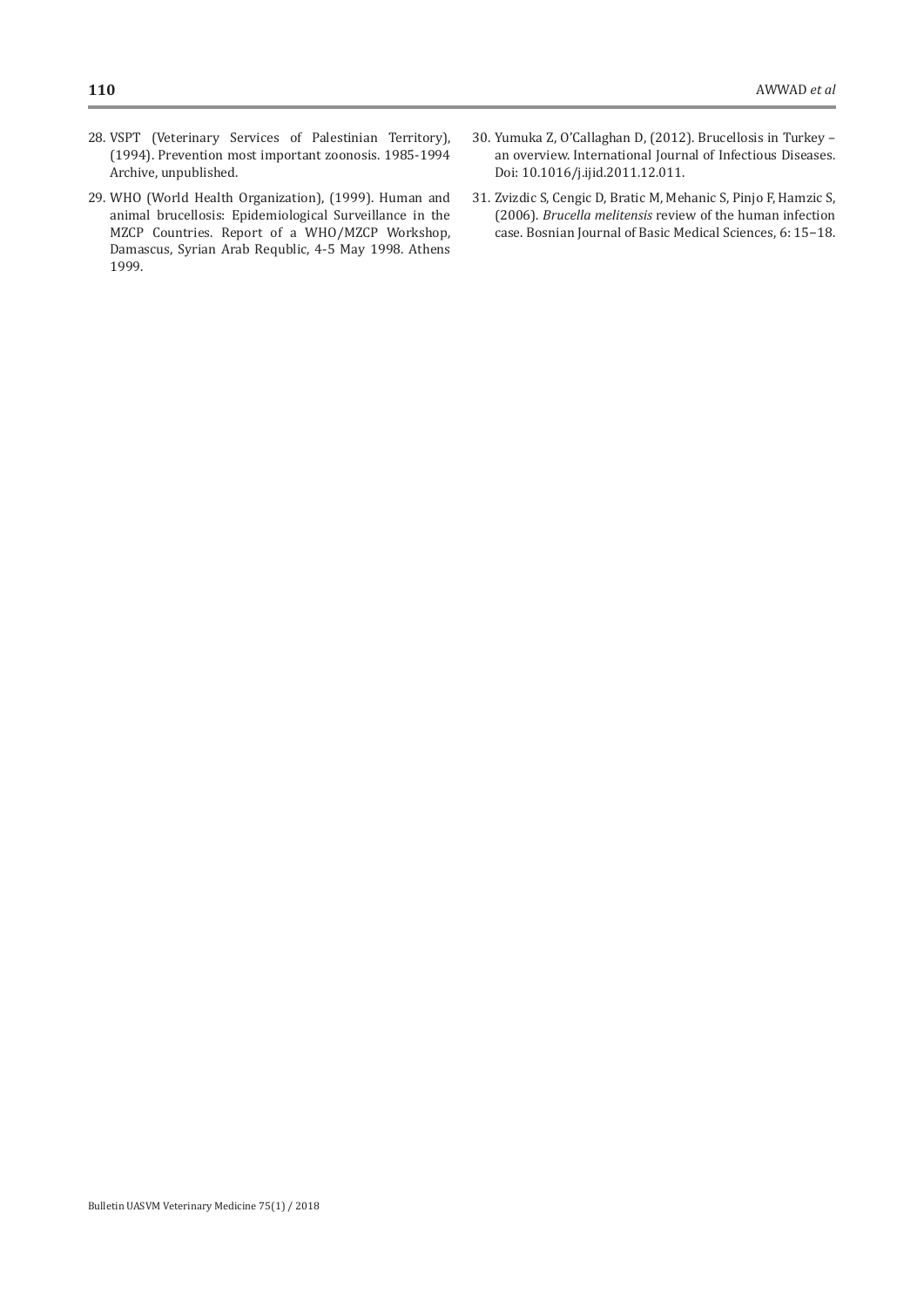28. VSPT (Veterinary Services of Palestinian Territory), (1994). Prevention most important zoonosis. 1985-1994 Archive, unpublished.

29. WHO (World Health Organization), (1999). Human and animal brucellosis: Epidemiological Surveillance in the MZCP Countries. Report of a WHO/MZCP Workshop, Damascus, Syrian Arab Requblic, 4-5 May 1998. Athens 1999.

30. Yumuka Z, O'Callaghan D, (2012). Brucellosis in Turkey – an overview. International Journal of Infectious Diseases. Doi: 10.1016/j.ijid.2011.12.011.

31. Zvizdic S, Cengic D, Bratic M, Mehanic S, Pinjo F, Hamzic S, (2006). *Brucella melitensis* review of the human infection case. Bosnian Journal of Basic Medical Sciences, 6: 15−18.